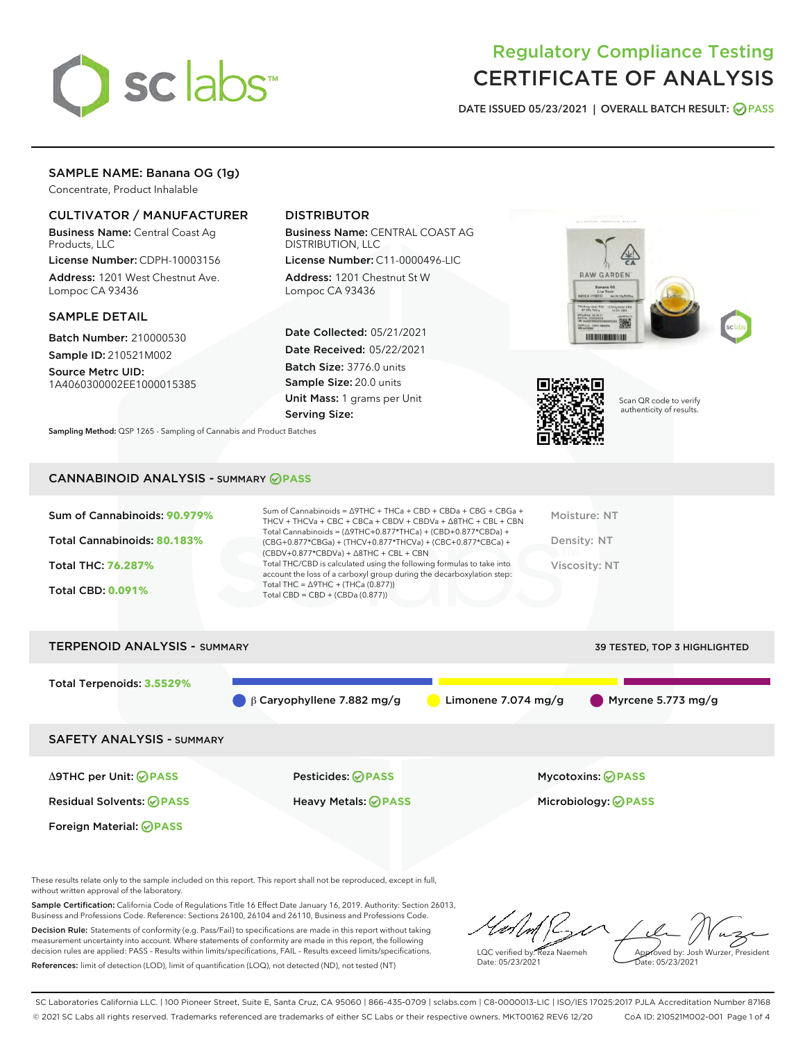# Regulatory Compliance Testing
# CERTIFICATE OF ANALYSIS

DATE ISSUED 05/23/2021 | OVERALL BATCH RESULT: PASS

## SAMPLE NAME: Banana OG (1g)

Concentrate, Product Inhalable

### CULTIVATOR / MANUFACTURER

**Business Name:** Central Coast Ag Products, LLC

**License Number:** CDPH-10003156

**Address:** 1201 West Chestnut Ave. Lompoc CA 93436

### DISTRIBUTOR

**Business Name:** CENTRAL COAST AG DISTRIBUTION, LLC

**License Number:** C11-0000496-LIC

**Address:** 1201 Chestnut St W Lompoc CA 93436

### SAMPLE DETAIL

**Batch Number:** 210000530

**Sample ID:** 210521M002

**Source Metrc UID:** 1A4060300002EE1000015385

**Date Collected:** 05/21/2021

**Date Received:** 05/22/2021

**Batch Size:** 3776.0 units

**Sample Size:** 20.0 units

**Unit Mass:** 1 grams per Unit

**Serving Size:**

Scan QR code to verify authenticity of results.

**Sampling Method:** QSP 1265 - Sampling of Cannabis and Product Batches

## CANNABINOID ANALYSIS - SUMMARY PASS

**Sum of Cannabinoids:** 90.979%

**Total Cannabinoids:** 80.183%

**Total THC:** 76.287%

**Total CBD:** 0.091%

Sum of Cannabinoids = Δ9THC + THCa + CBD + CBDa + CBG + CBGa + THCV + THCVa + CBC + CBCa + CBDV + CBDVa + Δ8THC + CBL + CBN

Total Cannabinoids = (Δ9THC+0.877\*THCa) + (CBD+0.877\*CBDa) + (CBG+0.877\*CBGa) + (THCV+0.877\*THCVa) + (CBC+0.877\*CBCa) + (CBDV+0.877\*CBDVa) + Δ8THC + CBL + CBN

Total THC/CBD is calculated using the following formulas to take into account the loss of a carboxyl group during the decarboxylation step:

Total THC = Δ9THC + (THCa (0.877))

Total CBD = CBD + (CBDa (0.877))

Moisture: NT

Density: NT

Viscosity: NT

## TERPENOID ANALYSIS - SUMMARY

39 TESTED, TOP 3 HIGHLIGHTED

**Total Terpenoids:** 3.5529%

β Caryophyllene 7.882 mg/g | Limonene 7.074 mg/g | Myrcene 5.773 mg/g

## SAFETY ANALYSIS - SUMMARY

| | | |
|---|---|---|
| Δ9THC per Unit: PASS | Pesticides: PASS | Mycotoxins: PASS |
| Residual Solvents: PASS | Heavy Metals: PASS | Microbiology: PASS |
| Foreign Material: PASS | | |

These results relate only to the sample included on this report. This report shall not be reproduced, except in full, without written approval of the laboratory.

**Sample Certification:** California Code of Regulations Title 16 Effect Date January 16, 2019. Authority: Section 26013, Business and Professions Code. Reference: Sections 26100, 26104 and 26110, Business and Professions Code.

**Decision Rule:** Statements of conformity (e.g. Pass/Fail) to specifications are made in this report without taking measurement uncertainty into account. Where statements of conformity are made in this report, the following decision rules are applied: PASS – Results within limits/specifications, FAIL – Results exceed limits/specifications.

**References:** limit of detection (LOD), limit of quantification (LOQ), not detected (ND), not tested (NT)

LQC verified by: Reza Naemeh
Date: 05/23/2021

Approved by: Josh Wurzer, President
Date: 05/23/2021

SC Laboratories California LLC. | 100 Pioneer Street, Suite E, Santa Cruz, CA 95060 | 866-435-0709 | sclabs.com | C8-0000013-LIC | ISO/IES 17025:2017 PJLA Accreditation Number 87168
© 2021 SC Labs all rights reserved. Trademarks referenced are trademarks of either SC Labs or their respective owners. MKT00162 REV6 12/20 CoA ID: 210521M002-001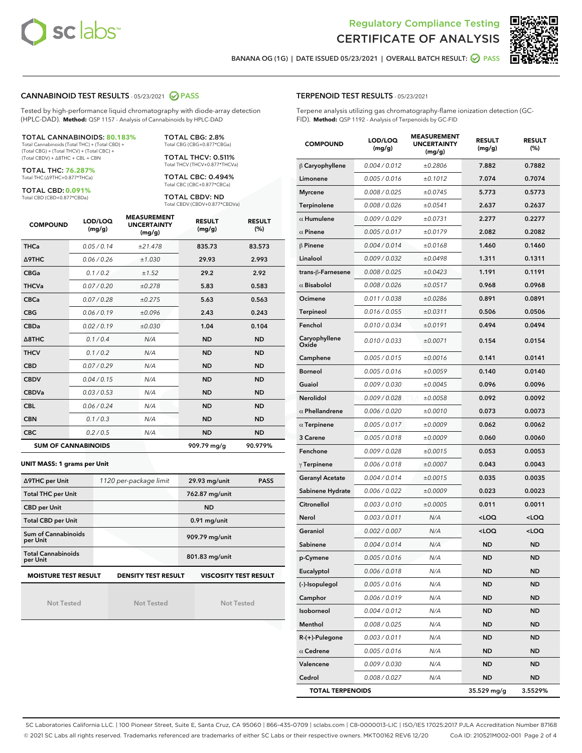# Regulatory Compliance Testing
# CERTIFICATE OF ANALYSIS

BANANA OG (1G) | DATE ISSUED 05/23/2021 | OVERALL BATCH RESULT: PASS

## CANNABINOID TEST RESULTS - 05/23/2021 PASS

Tested by high-performance liquid chromatography with diode-array detection (HPLC-DAD). **Method:** QSP 1157 - Analysis of Cannabinoids by HPLC-DAD

**TOTAL CANNABINOIDS: 80.183%**
Total Cannabinoids (Total THC) + (Total CBD) + (Total CBG) + (Total THCV) + (Total CBC) + (Total CBDV) + Δ8THC + CBL + CBN

**TOTAL THC: 76.287%**
Total THC (Δ9THC+0.877*THCa)

**TOTAL CBD: 0.091%**
Total CBD (CBD+0.877*CBDa)

**TOTAL CBG: 2.8%**
Total CBG (CBG+0.877*CBGa)

**TOTAL THCV: 0.511%**
Total THCV (THCV+0.877*THCVa)

**TOTAL CBC: 0.494%**
Total CBC (CBC+0.877*CBCa)

**TOTAL CBDV: ND**
Total CBDV (CBDV+0.877*CBDVa)

| COMPOUND | LOD/LOQ (mg/g) | MEASUREMENT UNCERTAINTY (mg/g) | RESULT (mg/g) | RESULT (%) |
|---|---|---|---|---|
| THCa | 0.05 / 0.14 | ±21.478 | 835.73 | 83.573 |
| Δ9THC | 0.06 / 0.26 | ±1.030 | 29.93 | 2.993 |
| CBGa | 0.1 / 0.2 | ±1.52 | 29.2 | 2.92 |
| THCVa | 0.07 / 0.20 | ±0.278 | 5.83 | 0.583 |
| CBCa | 0.07 / 0.28 | ±0.275 | 5.63 | 0.563 |
| CBG | 0.06 / 0.19 | ±0.096 | 2.43 | 0.243 |
| CBDa | 0.02 / 0.19 | ±0.030 | 1.04 | 0.104 |
| Δ8THC | 0.1 / 0.4 | N/A | ND | ND |
| THCV | 0.1 / 0.2 | N/A | ND | ND |
| CBD | 0.07 / 0.29 | N/A | ND | ND |
| CBDV | 0.04 / 0.15 | N/A | ND | ND |
| CBDVa | 0.03 / 0.53 | N/A | ND | ND |
| CBL | 0.06 / 0.24 | N/A | ND | ND |
| CBN | 0.1 / 0.3 | N/A | ND | ND |
| CBC | 0.2 / 0.5 | N/A | ND | ND |
| **SUM OF CANNABINOIDS** | | | **909.79 mg/g** | **90.979%** |

**UNIT MASS: 1 grams per Unit**

| | | | |
|---|---|---|---|
| Δ9THC per Unit | 1120 per-package limit | 29.93 mg/unit | PASS |
| Total THC per Unit | | 762.87 mg/unit | |
| CBD per Unit | | ND | |
| Total CBD per Unit | | 0.91 mg/unit | |
| Sum of Cannabinoids per Unit | | 909.79 mg/unit | |
| Total Cannabinoids per Unit | | 801.83 mg/unit | |

| MOISTURE TEST RESULT | DENSITY TEST RESULT | VISCOSITY TEST RESULT |
|---|---|---|
| Not Tested | Not Tested | Not Tested |

## TERPENOID TEST RESULTS - 05/23/2021

Terpene analysis utilizing gas chromatography-flame ionization detection (GC-FID). **Method:** QSP 1192 - Analysis of Terpenoids by GC-FID

| COMPOUND | LOD/LOQ (mg/g) | MEASUREMENT UNCERTAINTY (mg/g) | RESULT (mg/g) | RESULT (%) |
|---|---|---|---|---|
| β Caryophyllene | 0.004 / 0.012 | ±0.2806 | 7.882 | 0.7882 |
| Limonene | 0.005 / 0.016 | ±0.1012 | 7.074 | 0.7074 |
| Myrcene | 0.008 / 0.025 | ±0.0745 | 5.773 | 0.5773 |
| Terpinolene | 0.008 / 0.026 | ±0.0541 | 2.637 | 0.2637 |
| α Humulene | 0.009 / 0.029 | ±0.0731 | 2.277 | 0.2277 |
| α Pinene | 0.005 / 0.017 | ±0.0179 | 2.082 | 0.2082 |
| β Pinene | 0.004 / 0.014 | ±0.0168 | 1.460 | 0.1460 |
| Linalool | 0.009 / 0.032 | ±0.0498 | 1.311 | 0.1311 |
| trans-β-Farnesene | 0.008 / 0.025 | ±0.0423 | 1.191 | 0.1191 |
| α Bisabolol | 0.008 / 0.026 | ±0.0517 | 0.968 | 0.0968 |
| Ocimene | 0.011 / 0.038 | ±0.0286 | 0.891 | 0.0891 |
| Terpineol | 0.016 / 0.055 | ±0.0311 | 0.506 | 0.0506 |
| Fenchol | 0.010 / 0.034 | ±0.0191 | 0.494 | 0.0494 |
| Caryophyllene Oxide | 0.010 / 0.033 | ±0.0071 | 0.154 | 0.0154 |
| Camphene | 0.005 / 0.015 | ±0.0016 | 0.141 | 0.0141 |
| Borneol | 0.005 / 0.016 | ±0.0059 | 0.140 | 0.0140 |
| Guaiol | 0.009 / 0.030 | ±0.0045 | 0.096 | 0.0096 |
| Nerolidol | 0.009 / 0.028 | ±0.0058 | 0.092 | 0.0092 |
| α Phellandrene | 0.006 / 0.020 | ±0.0010 | 0.073 | 0.0073 |
| α Terpinene | 0.005 / 0.017 | ±0.0009 | 0.062 | 0.0062 |
| 3 Carene | 0.005 / 0.018 | ±0.0009 | 0.060 | 0.0060 |
| Fenchone | 0.009 / 0.028 | ±0.0015 | 0.053 | 0.0053 |
| γ Terpinene | 0.006 / 0.018 | ±0.0007 | 0.043 | 0.0043 |
| Geranyl Acetate | 0.004 / 0.014 | ±0.0015 | 0.035 | 0.0035 |
| Sabinene Hydrate | 0.006 / 0.022 | ±0.0009 | 0.023 | 0.0023 |
| Citronellol | 0.003 / 0.010 | ±0.0005 | 0.011 | 0.0011 |
| Nerol | 0.003 / 0.011 | N/A | <LOQ | <LOQ |
| Geraniol | 0.002 / 0.007 | N/A | <LOQ | <LOQ |
| Sabinene | 0.004 / 0.014 | N/A | ND | ND |
| p-Cymene | 0.005 / 0.016 | N/A | ND | ND |
| Eucalyptol | 0.006 / 0.018 | N/A | ND | ND |
| (-)-Isopulegol | 0.005 / 0.016 | N/A | ND | ND |
| Camphor | 0.006 / 0.019 | N/A | ND | ND |
| Isoborneol | 0.004 / 0.012 | N/A | ND | ND |
| Menthol | 0.008 / 0.025 | N/A | ND | ND |
| R-(+)-Pulegone | 0.003 / 0.011 | N/A | ND | ND |
| α Cedrene | 0.005 / 0.016 | N/A | ND | ND |
| Valencene | 0.009 / 0.030 | N/A | ND | ND |
| Cedrol | 0.008 / 0.027 | N/A | ND | ND |
| **TOTAL TERPENOIDS** | | | **35.529 mg/g** | **3.5529%** |

SC Laboratories California LLC. | 100 Pioneer Street, Suite E, Santa Cruz, CA 95060 | 866-435-0709 | sclabs.com | C8-0000013-LIC | ISO/IES 17025:2017 PJLA Accreditation Number 87168
© 2021 SC Labs all rights reserved. Trademarks referenced are trademarks of either SC Labs or their respective owners. MKT00162 REV6 12/20 CoA ID: 210521M002-001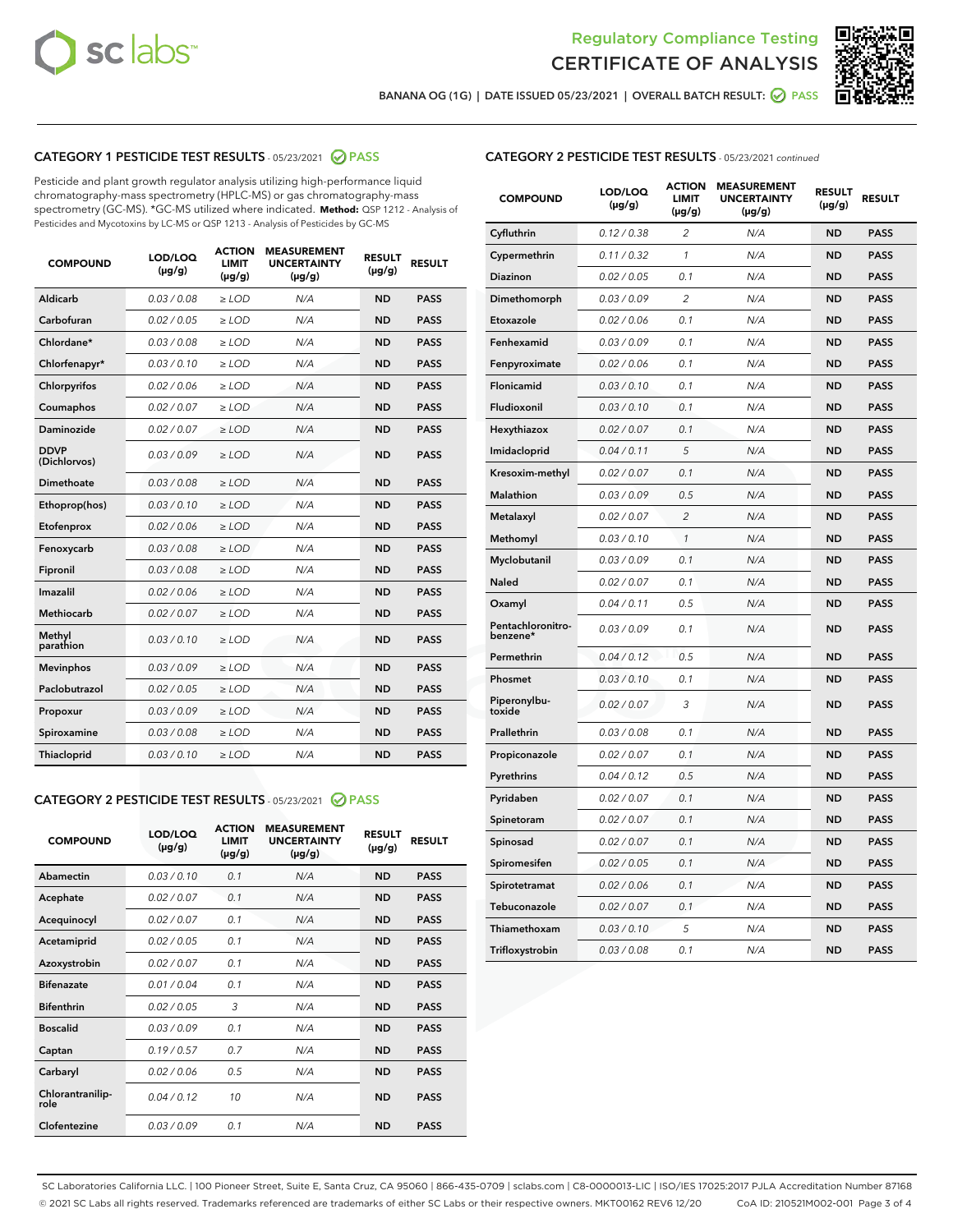Regulatory Compliance Testing

# CERTIFICATE OF ANALYSIS

BANANA OG (1G) | DATE ISSUED 05/23/2021 | OVERALL BATCH RESULT: PASS

## CATEGORY 1 PESTICIDE TEST RESULTS - 05/23/2021 PASS

Pesticide and plant growth regulator analysis utilizing high-performance liquid chromatography-mass spectrometry (HPLC-MS) or gas chromatography-mass spectrometry (GC-MS). *GC-MS utilized where indicated. **Method:** QSP 1212 - Analysis of Pesticides and Mycotoxins by LC-MS or QSP 1213 - Analysis of Pesticides by GC-MS

| COMPOUND | LOD/LOQ (µg/g) | ACTION LIMIT (µg/g) | MEASUREMENT UNCERTAINTY (µg/g) | RESULT (µg/g) | RESULT |
|---|---|---|---|---|---|
| Aldicarb | 0.03 / 0.08 | ≥ LOD | N/A | ND | PASS |
| Carbofuran | 0.02 / 0.05 | ≥ LOD | N/A | ND | PASS |
| Chlordane* | 0.03 / 0.08 | ≥ LOD | N/A | ND | PASS |
| Chlorfenapyr* | 0.03 / 0.10 | ≥ LOD | N/A | ND | PASS |
| Chlorpyrifos | 0.02 / 0.06 | ≥ LOD | N/A | ND | PASS |
| Coumaphos | 0.02 / 0.07 | ≥ LOD | N/A | ND | PASS |
| Daminozide | 0.02 / 0.07 | ≥ LOD | N/A | ND | PASS |
| DDVP (Dichlorvos) | 0.03 / 0.09 | ≥ LOD | N/A | ND | PASS |
| Dimethoate | 0.03 / 0.08 | ≥ LOD | N/A | ND | PASS |
| Ethoprop(hos) | 0.03 / 0.10 | ≥ LOD | N/A | ND | PASS |
| Etofenprox | 0.02 / 0.06 | ≥ LOD | N/A | ND | PASS |
| Fenoxycarb | 0.03 / 0.08 | ≥ LOD | N/A | ND | PASS |
| Fipronil | 0.03 / 0.08 | ≥ LOD | N/A | ND | PASS |
| Imazalil | 0.02 / 0.06 | ≥ LOD | N/A | ND | PASS |
| Methiocarb | 0.02 / 0.07 | ≥ LOD | N/A | ND | PASS |
| Methyl parathion | 0.03 / 0.10 | ≥ LOD | N/A | ND | PASS |
| Mevinphos | 0.03 / 0.09 | ≥ LOD | N/A | ND | PASS |
| Paclobutrazol | 0.02 / 0.05 | ≥ LOD | N/A | ND | PASS |
| Propoxur | 0.03 / 0.09 | ≥ LOD | N/A | ND | PASS |
| Spiroxamine | 0.03 / 0.08 | ≥ LOD | N/A | ND | PASS |
| Thiacloprid | 0.03 / 0.10 | ≥ LOD | N/A | ND | PASS |

## CATEGORY 2 PESTICIDE TEST RESULTS - 05/23/2021 PASS

| COMPOUND | LOD/LOQ (µg/g) | ACTION LIMIT (µg/g) | MEASUREMENT UNCERTAINTY (µg/g) | RESULT (µg/g) | RESULT |
|---|---|---|---|---|---|
| Abamectin | 0.03 / 0.10 | 0.1 | N/A | ND | PASS |
| Acephate | 0.02 / 0.07 | 0.1 | N/A | ND | PASS |
| Acequinocyl | 0.02 / 0.07 | 0.1 | N/A | ND | PASS |
| Acetamiprid | 0.02 / 0.05 | 0.1 | N/A | ND | PASS |
| Azoxystrobin | 0.02 / 0.07 | 0.1 | N/A | ND | PASS |
| Bifenazate | 0.01 / 0.04 | 0.1 | N/A | ND | PASS |
| Bifenthrin | 0.02 / 0.05 | 3 | N/A | ND | PASS |
| Boscalid | 0.03 / 0.09 | 0.1 | N/A | ND | PASS |
| Captan | 0.19 / 0.57 | 0.7 | N/A | ND | PASS |
| Carbaryl | 0.02 / 0.06 | 0.5 | N/A | ND | PASS |
| Chlorantraniliprole | 0.04 / 0.12 | 10 | N/A | ND | PASS |
| Clofentezine | 0.03 / 0.09 | 0.1 | N/A | ND | PASS |
| Cyfluthrin | 0.12 / 0.38 | 2 | N/A | ND | PASS |
| Cypermethrin | 0.11 / 0.32 | 1 | N/A | ND | PASS |
| Diazinon | 0.02 / 0.05 | 0.1 | N/A | ND | PASS |
| Dimethomorph | 0.03 / 0.09 | 2 | N/A | ND | PASS |
| Etoxazole | 0.02 / 0.06 | 0.1 | N/A | ND | PASS |
| Fenhexamid | 0.03 / 0.09 | 0.1 | N/A | ND | PASS |
| Fenpyroximate | 0.02 / 0.06 | 0.1 | N/A | ND | PASS |
| Flonicamid | 0.03 / 0.10 | 0.1 | N/A | ND | PASS |
| Fludioxonil | 0.03 / 0.10 | 0.1 | N/A | ND | PASS |
| Hexythiazox | 0.02 / 0.07 | 0.1 | N/A | ND | PASS |
| Imidacloprid | 0.04 / 0.11 | 5 | N/A | ND | PASS |
| Kresoxim-methyl | 0.02 / 0.07 | 0.1 | N/A | ND | PASS |
| Malathion | 0.03 / 0.09 | 0.5 | N/A | ND | PASS |
| Metalaxyl | 0.02 / 0.07 | 2 | N/A | ND | PASS |
| Methomyl | 0.03 / 0.10 | 1 | N/A | ND | PASS |
| Myclobutanil | 0.03 / 0.09 | 0.1 | N/A | ND | PASS |
| Naled | 0.02 / 0.07 | 0.1 | N/A | ND | PASS |
| Oxamyl | 0.04 / 0.11 | 0.5 | N/A | ND | PASS |
| Pentachloronitrobenzene* | 0.03 / 0.09 | 0.1 | N/A | ND | PASS |
| Permethrin | 0.04 / 0.12 | 0.5 | N/A | ND | PASS |
| Phosmet | 0.03 / 0.10 | 0.1 | N/A | ND | PASS |
| Piperonylbutoxide | 0.02 / 0.07 | 3 | N/A | ND | PASS |
| Prallethrin | 0.03 / 0.08 | 0.1 | N/A | ND | PASS |
| Propiconazole | 0.02 / 0.07 | 0.1 | N/A | ND | PASS |
| Pyrethrins | 0.04 / 0.12 | 0.5 | N/A | ND | PASS |
| Pyridaben | 0.02 / 0.07 | 0.1 | N/A | ND | PASS |
| Spinetoram | 0.02 / 0.07 | 0.1 | N/A | ND | PASS |
| Spinosad | 0.02 / 0.07 | 0.1 | N/A | ND | PASS |
| Spiromesifen | 0.02 / 0.05 | 0.1 | N/A | ND | PASS |
| Spirotetramat | 0.02 / 0.06 | 0.1 | N/A | ND | PASS |
| Tebuconazole | 0.02 / 0.07 | 0.1 | N/A | ND | PASS |
| Thiamethoxam | 0.03 / 0.10 | 5 | N/A | ND | PASS |
| Trifloxystrobin | 0.03 / 0.08 | 0.1 | N/A | ND | PASS |

SC Laboratories California LLC. | 100 Pioneer Street, Suite E, Santa Cruz, CA 95060 | 866-435-0709 | sclabs.com | C8-0000013-LIC | ISO/IES 17025:2017 PJLA Accreditation Number 87168
© 2021 SC Labs all rights reserved. Trademarks referenced are trademarks of either SC Labs or their respective owners. MKT00162 REV6 12/20 CoA ID: 210521M002-001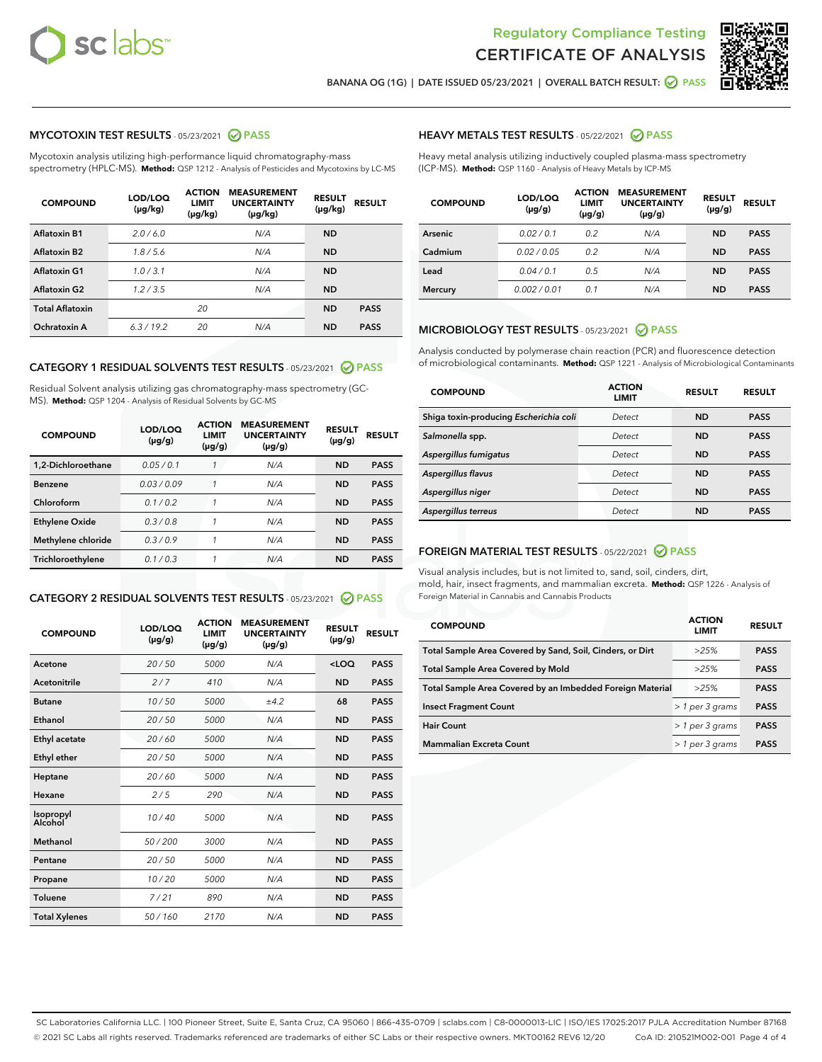Regulatory Compliance Testing

# CERTIFICATE OF ANALYSIS

BANANA OG (1G) | DATE ISSUED 05/23/2021 | OVERALL BATCH RESULT: PASS

## MYCOTOXIN TEST RESULTS - 05/23/2021 PASS

Mycotoxin analysis utilizing high-performance liquid chromatography-mass spectrometry (HPLC-MS). **Method:** QSP 1212 - Analysis of Pesticides and Mycotoxins by LC-MS

| COMPOUND | LOD/LOQ (µg/kg) | ACTION LIMIT (µg/kg) | MEASUREMENT UNCERTAINTY (µg/kg) | RESULT (µg/kg) | RESULT |
|---|---|---|---|---|---|
| Aflatoxin B1 | 2.0 / 6.0 | | N/A | ND | |
| Aflatoxin B2 | 1.8 / 5.6 | | N/A | ND | |
| Aflatoxin G1 | 1.0 / 3.1 | | N/A | ND | |
| Aflatoxin G2 | 1.2 / 3.5 | | N/A | ND | |
| Total Aflatoxin | | 20 | | ND | PASS |
| Ochratoxin A | 6.3 / 19.2 | 20 | N/A | ND | PASS |

## CATEGORY 1 RESIDUAL SOLVENTS TEST RESULTS - 05/23/2021 PASS

Residual Solvent analysis utilizing gas chromatography-mass spectrometry (GC-MS). **Method:** QSP 1204 - Analysis of Residual Solvents by GC-MS

| COMPOUND | LOD/LOQ (µg/g) | ACTION LIMIT (µg/g) | MEASUREMENT UNCERTAINTY (µg/g) | RESULT (µg/g) | RESULT |
|---|---|---|---|---|---|
| 1,2-Dichloroethane | 0.05 / 0.1 | 1 | N/A | ND | PASS |
| Benzene | 0.03 / 0.09 | 1 | N/A | ND | PASS |
| Chloroform | 0.1 / 0.2 | 1 | N/A | ND | PASS |
| Ethylene Oxide | 0.3 / 0.8 | 1 | N/A | ND | PASS |
| Methylene chloride | 0.3 / 0.9 | 1 | N/A | ND | PASS |
| Trichloroethylene | 0.1 / 0.3 | 1 | N/A | ND | PASS |

## CATEGORY 2 RESIDUAL SOLVENTS TEST RESULTS - 05/23/2021 PASS

| COMPOUND | LOD/LOQ (µg/g) | ACTION LIMIT (µg/g) | MEASUREMENT UNCERTAINTY (µg/g) | RESULT (µg/g) | RESULT |
|---|---|---|---|---|---|
| Acetone | 20 / 50 | 5000 | N/A | <LOQ | PASS |
| Acetonitrile | 2 / 7 | 410 | N/A | ND | PASS |
| Butane | 10 / 50 | 5000 | ±4.2 | 68 | PASS |
| Ethanol | 20 / 50 | 5000 | N/A | ND | PASS |
| Ethyl acetate | 20 / 60 | 5000 | N/A | ND | PASS |
| Ethyl ether | 20 / 50 | 5000 | N/A | ND | PASS |
| Heptane | 20 / 60 | 5000 | N/A | ND | PASS |
| Hexane | 2 / 5 | 290 | N/A | ND | PASS |
| Isopropyl Alcohol | 10 / 40 | 5000 | N/A | ND | PASS |
| Methanol | 50 / 200 | 3000 | N/A | ND | PASS |
| Pentane | 20 / 50 | 5000 | N/A | ND | PASS |
| Propane | 10 / 20 | 5000 | N/A | ND | PASS |
| Toluene | 7 / 21 | 890 | N/A | ND | PASS |
| Total Xylenes | 50 / 160 | 2170 | N/A | ND | PASS |

## HEAVY METALS TEST RESULTS - 05/22/2021 PASS

Heavy metal analysis utilizing inductively coupled plasma-mass spectrometry (ICP-MS). **Method:** QSP 1160 - Analysis of Heavy Metals by ICP-MS

| COMPOUND | LOD/LOQ (µg/g) | ACTION LIMIT (µg/g) | MEASUREMENT UNCERTAINTY (µg/g) | RESULT (µg/g) | RESULT |
|---|---|---|---|---|---|
| Arsenic | 0.02 / 0.1 | 0.2 | N/A | ND | PASS |
| Cadmium | 0.02 / 0.05 | 0.2 | N/A | ND | PASS |
| Lead | 0.04 / 0.1 | 0.5 | N/A | ND | PASS |
| Mercury | 0.002 / 0.01 | 0.1 | N/A | ND | PASS |

## MICROBIOLOGY TEST RESULTS - 05/23/2021 PASS

Analysis conducted by polymerase chain reaction (PCR) and fluorescence detection of microbiological contaminants. **Method:** QSP 1221 - Analysis of Microbiological Contaminants

| COMPOUND | ACTION LIMIT | RESULT | RESULT |
|---|---|---|---|
| Shiga toxin-producing *Escherichia coli* | Detect | ND | PASS |
| *Salmonella* spp. | Detect | ND | PASS |
| *Aspergillus fumigatus* | Detect | ND | PASS |
| *Aspergillus flavus* | Detect | ND | PASS |
| *Aspergillus niger* | Detect | ND | PASS |
| *Aspergillus terreus* | Detect | ND | PASS |

## FOREIGN MATERIAL TEST RESULTS - 05/22/2021 PASS

Visual analysis includes, but is not limited to, sand, soil, cinders, dirt, mold, hair, insect fragments, and mammalian excreta. **Method:** QSP 1226 - Analysis of Foreign Material in Cannabis and Cannabis Products

| COMPOUND | ACTION LIMIT | RESULT |
|---|---|---|
| Total Sample Area Covered by Sand, Soil, Cinders, or Dirt | >25% | PASS |
| Total Sample Area Covered by Mold | >25% | PASS |
| Total Sample Area Covered by an Imbedded Foreign Material | >25% | PASS |
| Insect Fragment Count | > 1 per 3 grams | PASS |
| Hair Count | > 1 per 3 grams | PASS |
| Mammalian Excreta Count | > 1 per 3 grams | PASS |

SC Laboratories California LLC. | 100 Pioneer Street, Suite E, Santa Cruz, CA 95060 | 866-435-0709 | sclabs.com | C8-0000013-LIC | ISO/IES 17025:2017 PJLA Accreditation Number 87168
© 2021 SC Labs all rights reserved. Trademarks referenced are trademarks of either SC Labs or their respective owners. MKT00162 REV6 12/20 CoA ID: 210521M002-001